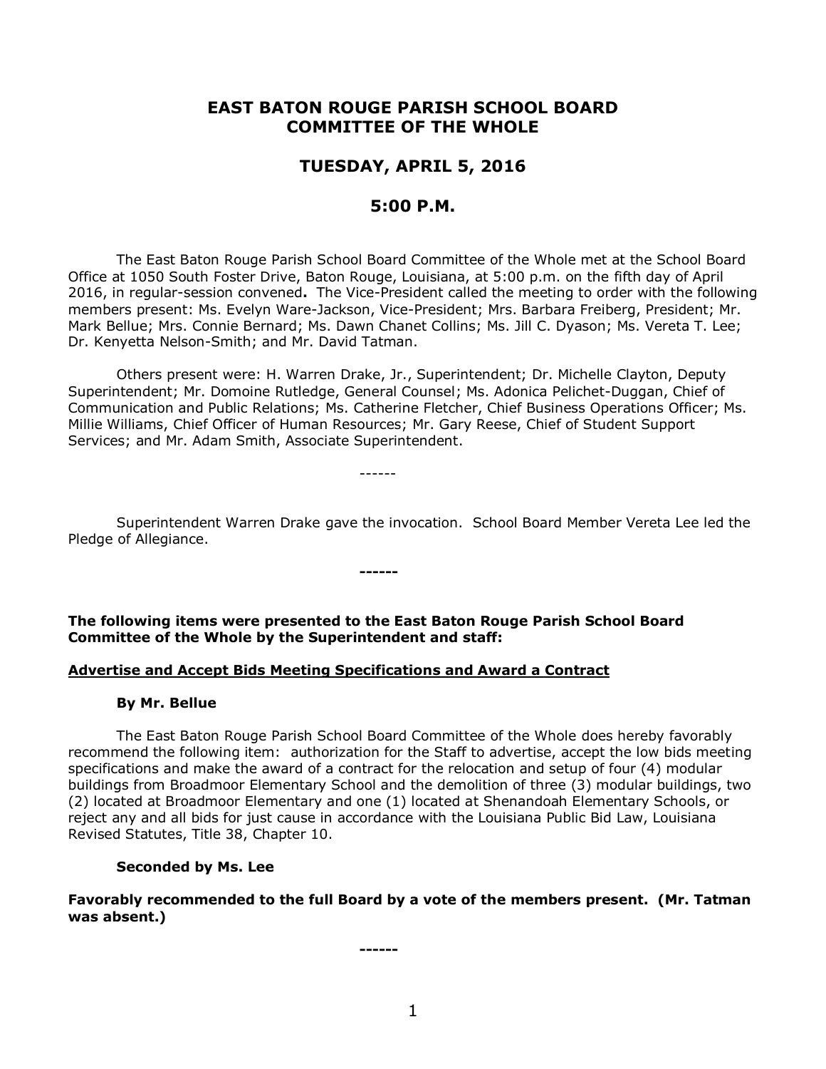# EAST BATON ROUGE PARISH SCHOOL BOARD
# COMMITTEE OF THE WHOLE

## TUESDAY, APRIL 5, 2016

## 5:00 P.M.

The East Baton Rouge Parish School Board Committee of the Whole met at the School Board Office at 1050 South Foster Drive, Baton Rouge, Louisiana, at 5:00 p.m. on the fifth day of April 2016, in regular-session convened**.** The Vice-President called the meeting to order with the following members present: Ms. Evelyn Ware-Jackson, Vice-President; Mrs. Barbara Freiberg, President; Mr. Mark Bellue; Mrs. Connie Bernard; Ms. Dawn Chanet Collins; Ms. Jill C. Dyason; Ms. Vereta T. Lee; Dr. Kenyetta Nelson-Smith; and Mr. David Tatman.

Others present were: H. Warren Drake, Jr., Superintendent; Dr. Michelle Clayton, Deputy Superintendent; Mr. Domoine Rutledge, General Counsel; Ms. Adonica Pelichet-Duggan, Chief of Communication and Public Relations; Ms. Catherine Fletcher, Chief Business Operations Officer; Ms. Millie Williams, Chief Officer of Human Resources; Mr. Gary Reese, Chief of Student Support Services; and Mr. Adam Smith, Associate Superintendent.

------

Superintendent Warren Drake gave the invocation. School Board Member Vereta Lee led the Pledge of Allegiance.

**------**

**The following items were presented to the East Baton Rouge Parish School Board Committee of the Whole by the Superintendent and staff:**

**<u>Advertise and Accept Bids Meeting Specifications and Award a Contract</u>**

**By Mr. Bellue**

The East Baton Rouge Parish School Board Committee of the Whole does hereby favorably recommend the following item: authorization for the Staff to advertise, accept the low bids meeting specifications and make the award of a contract for the relocation and setup of four (4) modular buildings from Broadmoor Elementary School and the demolition of three (3) modular buildings, two (2) located at Broadmoor Elementary and one (1) located at Shenandoah Elementary Schools, or reject any and all bids for just cause in accordance with the Louisiana Public Bid Law, Louisiana Revised Statutes, Title 38, Chapter 10.

**Seconded by Ms. Lee**

**Favorably recommended to the full Board by a vote of the members present. (Mr. Tatman was absent.)**

**------**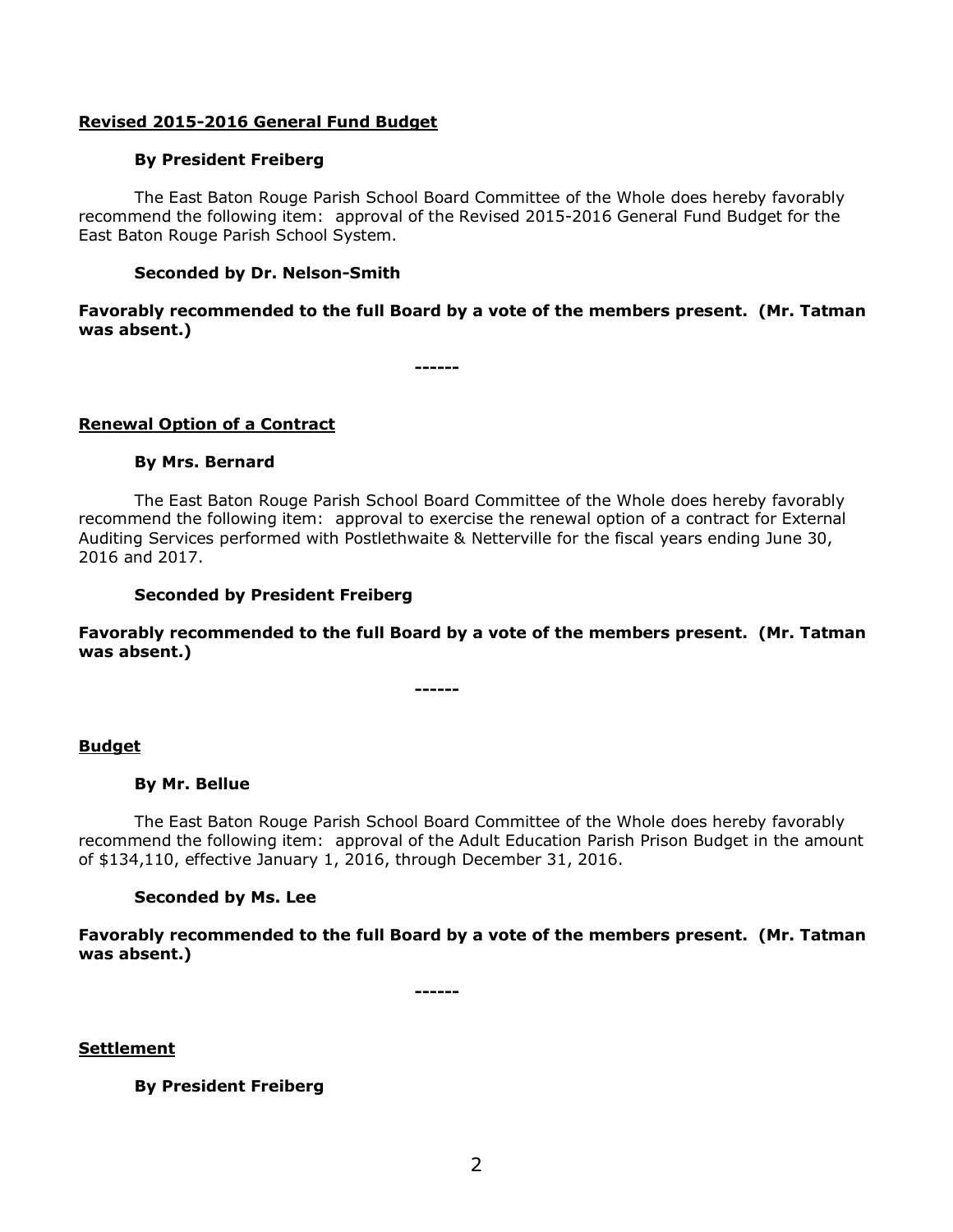**Revised 2015-2016 General Fund Budget**

**By President Freiberg**

The East Baton Rouge Parish School Board Committee of the Whole does hereby favorably recommend the following item: approval of the Revised 2015-2016 General Fund Budget for the East Baton Rouge Parish School System.

**Seconded by Dr. Nelson-Smith**

**Favorably recommended to the full Board by a vote of the members present. (Mr. Tatman was absent.)**

**------**

**Renewal Option of a Contract**

**By Mrs. Bernard**

The East Baton Rouge Parish School Board Committee of the Whole does hereby favorably recommend the following item: approval to exercise the renewal option of a contract for External Auditing Services performed with Postlethwaite & Netterville for the fiscal years ending June 30, 2016 and 2017.

**Seconded by President Freiberg**

**Favorably recommended to the full Board by a vote of the members present. (Mr. Tatman was absent.)**

**------**

**Budget**

**By Mr. Bellue**

The East Baton Rouge Parish School Board Committee of the Whole does hereby favorably recommend the following item: approval of the Adult Education Parish Prison Budget in the amount of $134,110, effective January 1, 2016, through December 31, 2016.

**Seconded by Ms. Lee**

**Favorably recommended to the full Board by a vote of the members present. (Mr. Tatman was absent.)**

**------**

**Settlement**

**By President Freiberg**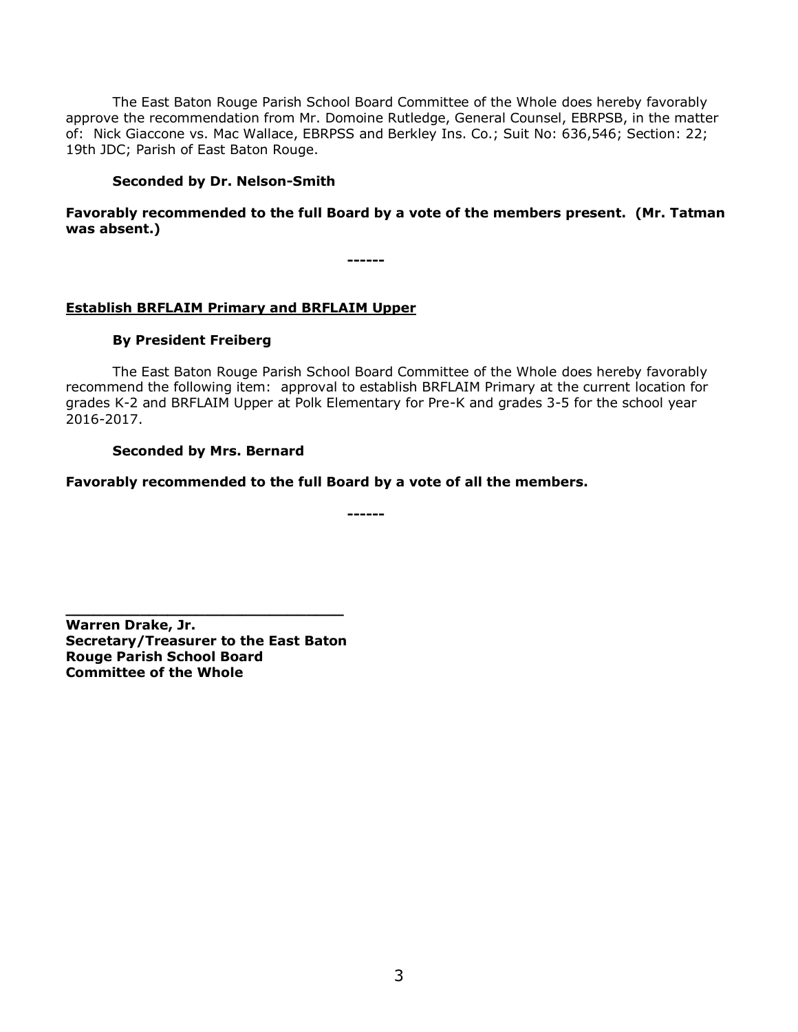The East Baton Rouge Parish School Board Committee of the Whole does hereby favorably approve the recommendation from Mr. Domoine Rutledge, General Counsel, EBRPSB, in the matter of: Nick Giaccone vs. Mac Wallace, EBRPSS and Berkley Ins. Co.; Suit No: 636,546; Section: 22; 19th JDC; Parish of East Baton Rouge.

**Seconded by Dr. Nelson-Smith**

**Favorably recommended to the full Board by a vote of the members present. (Mr. Tatman was absent.)**

**------**

**Establish BRFLAIM Primary and BRFLAIM Upper**

**By President Freiberg**

The East Baton Rouge Parish School Board Committee of the Whole does hereby favorably recommend the following item: approval to establish BRFLAIM Primary at the current location for grades K-2 and BRFLAIM Upper at Polk Elementary for Pre-K and grades 3-5 for the school year 2016-2017.

**Seconded by Mrs. Bernard**

**Favorably recommended to the full Board by a vote of all the members.**

**------**

_______________________________

**Warren Drake, Jr.**
**Secretary/Treasurer to the East Baton Rouge Parish School Board Committee of the Whole**